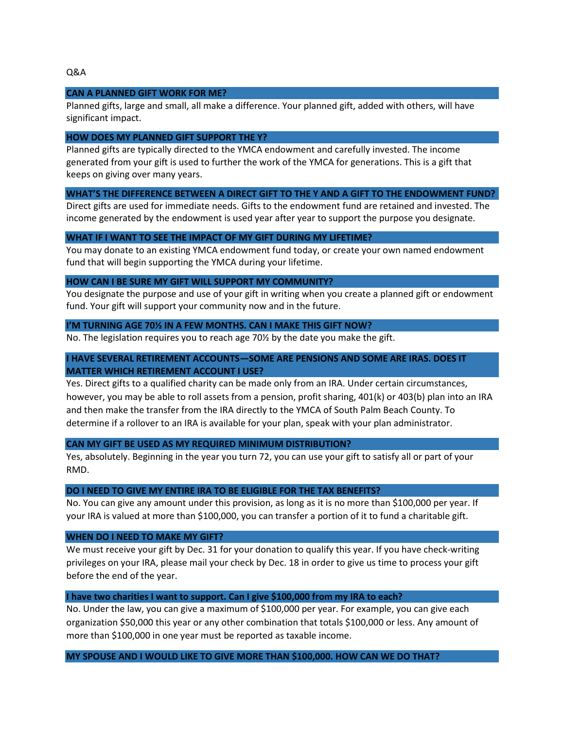Q&A

### CAN A PLANNED GIFT WORK FOR ME?

Planned gifts, large and small, all make a difference. Your planned gift, added with others, will have significant impact.

### HOW DOES MY PLANNED GIFT SUPPORT THE Y?

Planned gifts are typically directed to the YMCA endowment and carefully invested. The income generated from your gift is used to further the work of the YMCA for generations. This is a gift that keeps on giving over many years.

### WHAT'S THE DIFFERENCE BETWEEN A DIRECT GIFT TO THE Y AND A GIFT TO THE ENDOWMENT FUND?

Direct gifts are used for immediate needs. Gifts to the endowment fund are retained and invested. The income generated by the endowment is used year after year to support the purpose you designate.

### WHAT IF I WANT TO SEE THE IMPACT OF MY GIFT DURING MY LIFETIME?

You may donate to an existing YMCA endowment fund today, or create your own named endowment fund that will begin supporting the YMCA during your lifetime.

### HOW CAN I BE SURE MY GIFT WILL SUPPORT MY COMMUNITY?

You designate the purpose and use of your gift in writing when you create a planned gift or endowment fund. Your gift will support your community now and in the future.

### I'M TURNING AGE 70½ IN A FEW MONTHS. CAN I MAKE THIS GIFT NOW?

No. The legislation requires you to reach age 70½ by the date you make the gift.

### I HAVE SEVERAL RETIREMENT ACCOUNTS—SOME ARE PENSIONS AND SOME ARE IRAS. DOES IT MATTER WHICH RETIREMENT ACCOUNT I USE?

Yes. Direct gifts to a qualified charity can be made only from an IRA. Under certain circumstances, however, you may be able to roll assets from a pension, profit sharing, 401(k) or 403(b) plan into an IRA and then make the transfer from the IRA directly to the YMCA of South Palm Beach County. To determine if a rollover to an IRA is available for your plan, speak with your plan administrator.

### CAN MY GIFT BE USED AS MY REQUIRED MINIMUM DISTRIBUTION?

Yes, absolutely. Beginning in the year you turn 72, you can use your gift to satisfy all or part of your RMD.

### DO I NEED TO GIVE MY ENTIRE IRA TO BE ELIGIBLE FOR THE TAX BENEFITS?

No. You can give any amount under this provision, as long as it is no more than $100,000 per year. If your IRA is valued at more than $100,000, you can transfer a portion of it to fund a charitable gift.

### WHEN DO I NEED TO MAKE MY GIFT?

We must receive your gift by Dec. 31 for your donation to qualify this year. If you have check-writing privileges on your IRA, please mail your check by Dec. 18 in order to give us time to process your gift before the end of the year.

### I have two charities I want to support. Can I give $100,000 from my IRA to each?

No. Under the law, you can give a maximum of $100,000 per year. For example, you can give each organization $50,000 this year or any other combination that totals $100,000 or less. Any amount of more than $100,000 in one year must be reported as taxable income.

### MY SPOUSE AND I WOULD LIKE TO GIVE MORE THAN $100,000. HOW CAN WE DO THAT?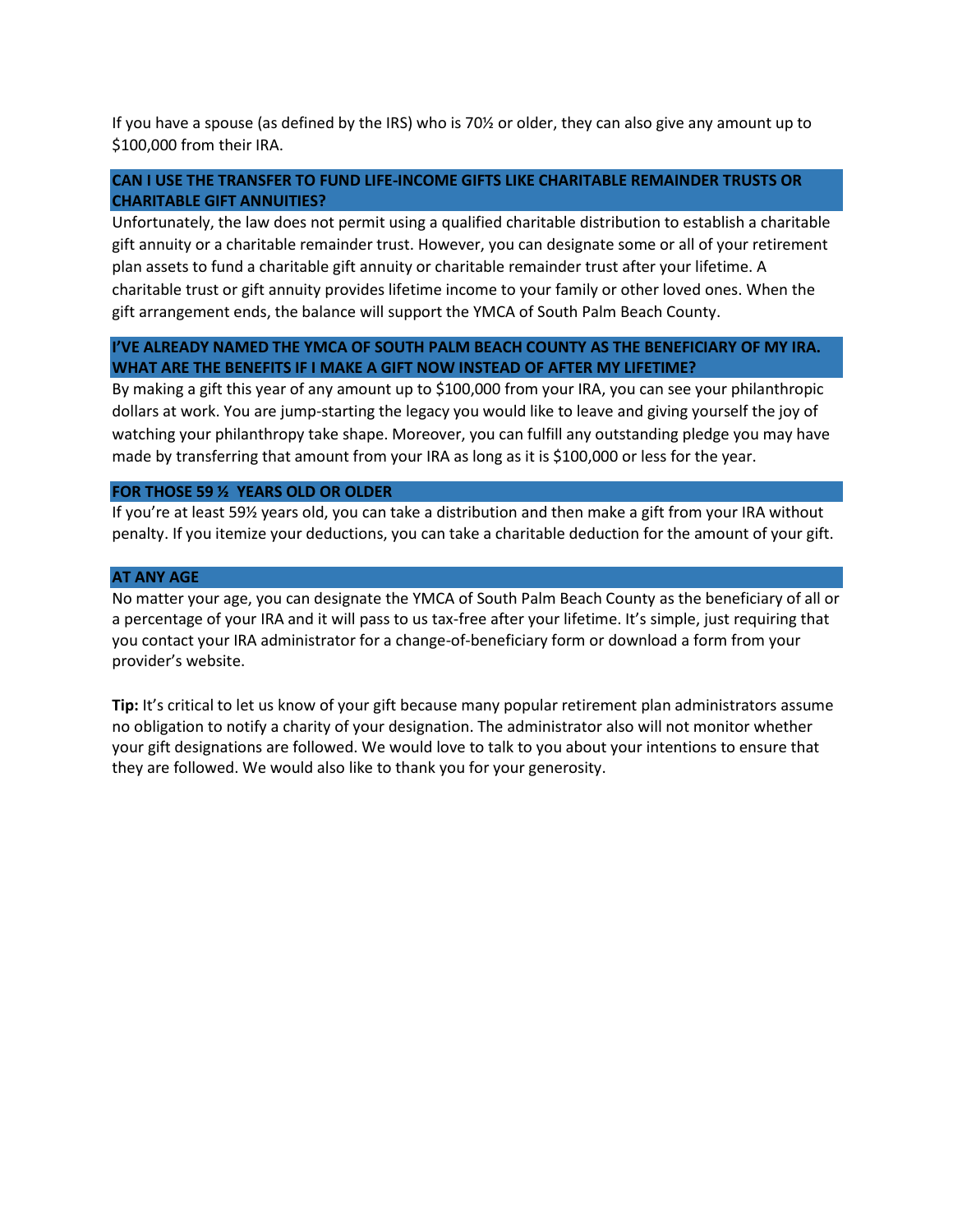If you have a spouse (as defined by the IRS) who is 70½ or older, they can also give any amount up to $100,000 from their IRA.

## CAN I USE THE TRANSFER TO FUND LIFE-INCOME GIFTS LIKE CHARITABLE REMAINDER TRUSTS OR CHARITABLE GIFT ANNUITIES?

Unfortunately, the law does not permit using a qualified charitable distribution to establish a charitable gift annuity or a charitable remainder trust. However, you can designate some or all of your retirement plan assets to fund a charitable gift annuity or charitable remainder trust after your lifetime. A charitable trust or gift annuity provides lifetime income to your family or other loved ones. When the gift arrangement ends, the balance will support the YMCA of South Palm Beach County.

## I'VE ALREADY NAMED THE YMCA OF SOUTH PALM BEACH COUNTY AS THE BENEFICIARY OF MY IRA. WHAT ARE THE BENEFITS IF I MAKE A GIFT NOW INSTEAD OF AFTER MY LIFETIME?

By making a gift this year of any amount up to $100,000 from your IRA, you can see your philanthropic dollars at work. You are jump-starting the legacy you would like to leave and giving yourself the joy of watching your philanthropy take shape. Moreover, you can fulfill any outstanding pledge you may have made by transferring that amount from your IRA as long as it is $100,000 or less for the year.

## FOR THOSE 59 ½ YEARS OLD OR OLDER

If you're at least 59½ years old, you can take a distribution and then make a gift from your IRA without penalty. If you itemize your deductions, you can take a charitable deduction for the amount of your gift.

## AT ANY AGE

No matter your age, you can designate the YMCA of South Palm Beach County as the beneficiary of all or a percentage of your IRA and it will pass to us tax-free after your lifetime. It's simple, just requiring that you contact your IRA administrator for a change-of-beneficiary form or download a form from your provider's website.

**Tip:** It's critical to let us know of your gift because many popular retirement plan administrators assume no obligation to notify a charity of your designation. The administrator also will not monitor whether your gift designations are followed. We would love to talk to you about your intentions to ensure that they are followed. We would also like to thank you for your generosity.